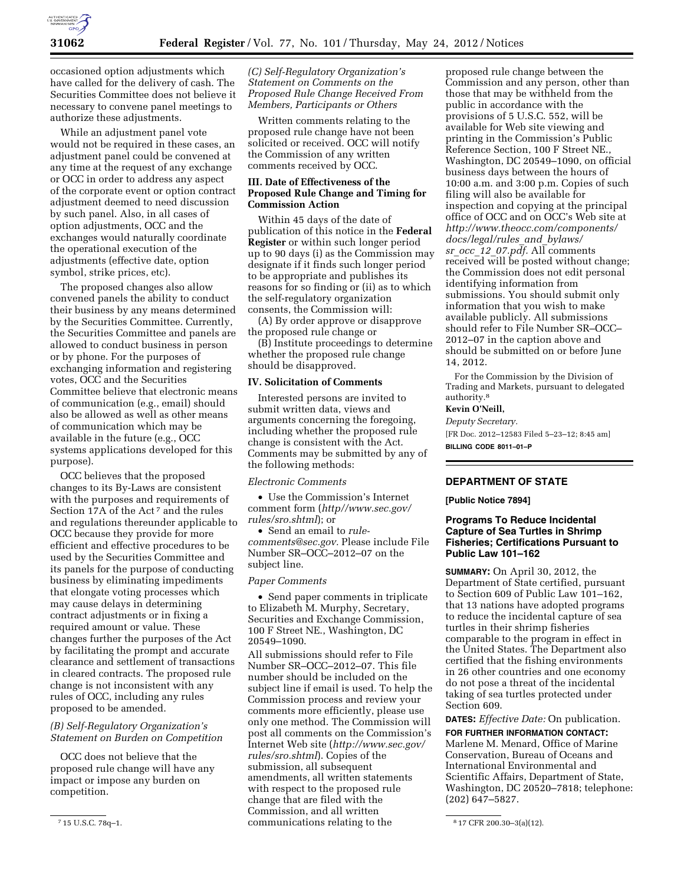occasioned option adjustments which have called for the delivery of cash. The Securities Committee does not believe it necessary to convene panel meetings to authorize these adjustments.

While an adjustment panel vote would not be required in these cases, an adjustment panel could be convened at any time at the request of any exchange or OCC in order to address any aspect of the corporate event or option contract adjustment deemed to need discussion by such panel. Also, in all cases of option adjustments, OCC and the exchanges would naturally coordinate the operational execution of the adjustments (effective date, option symbol, strike prices, etc).

The proposed changes also allow convened panels the ability to conduct their business by any means determined by the Securities Committee. Currently, the Securities Committee and panels are allowed to conduct business in person or by phone. For the purposes of exchanging information and registering votes, OCC and the Securities Committee believe that electronic means of communication (e.g., email) should also be allowed as well as other means of communication which may be available in the future (e.g., OCC systems applications developed for this purpose).

OCC believes that the proposed changes to its By-Laws are consistent with the purposes and requirements of Section 17A of the Act [7] and the rules and regulations thereunder applicable to OCC because they provide for more efficient and effective procedures to be used by the Securities Committee and its panels for the purpose of conducting business by eliminating impediments that elongate voting processes which may cause delays in determining contract adjustments or in fixing a required amount or value. These changes further the purposes of the Act by facilitating the prompt and accurate clearance and settlement of transactions in cleared contracts. The proposed rule change is not inconsistent with any rules of OCC, including any rules proposed to be amended.

### *(B) Self-Regulatory Organization's Statement on Burden on Competition*

OCC does not believe that the proposed rule change will have any impact or impose any burden on competition.

### *(C) Self-Regulatory Organization's Statement on Comments on the Proposed Rule Change Received From Members, Participants or Others*

Written comments relating to the proposed rule change have not been solicited or received. OCC will notify the Commission of any written comments received by OCC.

## III. Date of Effectiveness of the Proposed Rule Change and Timing for Commission Action

Within 45 days of the date of publication of this notice in the **Federal Register** or within such longer period up to 90 days (i) as the Commission may designate if it finds such longer period to be appropriate and publishes its reasons for so finding or (ii) as to which the self-regulatory organization consents, the Commission will:

(A) By order approve or disapprove the proposed rule change or

(B) Institute proceedings to determine whether the proposed rule change should be disapproved.

## IV. Solicitation of Comments

Interested persons are invited to submit written data, views and arguments concerning the foregoing, including whether the proposed rule change is consistent with the Act. Comments may be submitted by any of the following methods:

*Electronic Comments*

- Use the Commission's Internet comment form (*http//www.sec.gov/rules/sro.shtml*); or
- Send an email to *rule-comments@sec.gov.* Please include File Number SR–OCC–2012–07 on the subject line.

*Paper Comments*

- Send paper comments in triplicate to Elizabeth M. Murphy, Secretary, Securities and Exchange Commission, 100 F Street NE., Washington, DC 20549–1090.

All submissions should refer to File Number SR–OCC–2012–07. This file number should be included on the subject line if email is used. To help the Commission process and review your comments more efficiently, please use only one method. The Commission will post all comments on the Commission's Internet Web site (*http://www.sec.gov/rules/sro.shtml*). Copies of the submission, all subsequent amendments, all written statements with respect to the proposed rule change that are filed with the Commission, and all written communications relating to the proposed rule change between the Commission and any person, other than those that may be withheld from the public in accordance with the provisions of 5 U.S.C. 552, will be available for Web site viewing and printing in the Commission's Public Reference Section, 100 F Street NE., Washington, DC 20549–1090, on official business days between the hours of 10:00 a.m. and 3:00 p.m. Copies of such filing will also be available for inspection and copying at the principal office of OCC and on OCC's Web site at *http://www.theocc.com/components/docs/legal/rules_and_bylaws/sr_occ_12_07.pdf.* All comments received will be posted without change; the Commission does not edit personal identifying information from submissions. You should submit only information that you wish to make available publicly. All submissions should refer to File Number SR–OCC–2012–07 in the caption above and should be submitted on or before June 14, 2012.

For the Commission by the Division of Trading and Markets, pursuant to delegated authority.[8]

**Kevin O'Neill,**

*Deputy Secretary.*

[FR Doc. 2012–12583 Filed 5–23–12; 8:45 am]

**BILLING CODE 8011–01–P**

---

## DEPARTMENT OF STATE

**[Public Notice 7894]**

## Programs To Reduce Incidental Capture of Sea Turtles in Shrimp Fisheries; Certifications Pursuant to Public Law 101–162

**SUMMARY:** On April 30, 2012, the Department of State certified, pursuant to Section 609 of Public Law 101–162, that 13 nations have adopted programs to reduce the incidental capture of sea turtles in their shrimp fisheries comparable to the program in effect in the United States. The Department also certified that the fishing environments in 26 other countries and one economy do not pose a threat of the incidental taking of sea turtles protected under Section 609.

**DATES:** *Effective Date:* On publication.

**FOR FURTHER INFORMATION CONTACT:** Marlene M. Menard, Office of Marine Conservation, Bureau of Oceans and International Environmental and Scientific Affairs, Department of State, Washington, DC 20520–7818; telephone: (202) 647–5827.

---

[7] 15 U.S.C. 78q–1.

[8] 17 CFR 200.30–3(a)(12).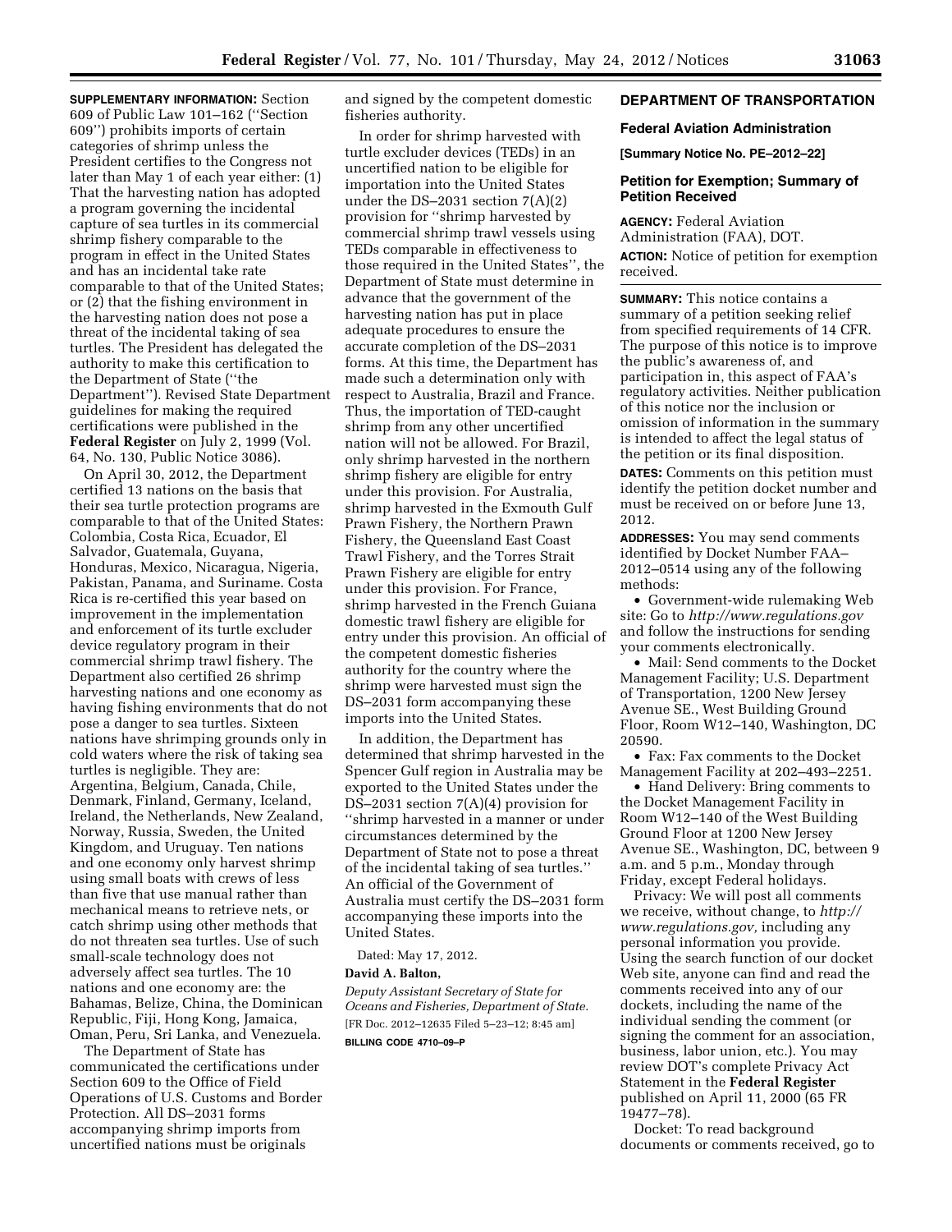**SUPPLEMENTARY INFORMATION:** Section 609 of Public Law 101–162 (''Section 609'') prohibits imports of certain categories of shrimp unless the President certifies to the Congress not later than May 1 of each year either: (1) That the harvesting nation has adopted a program governing the incidental capture of sea turtles in its commercial shrimp fishery comparable to the program in effect in the United States and has an incidental take rate comparable to that of the United States; or (2) that the fishing environment in the harvesting nation does not pose a threat of the incidental taking of sea turtles. The President has delegated the authority to make this certification to the Department of State (''the Department''). Revised State Department guidelines for making the required certifications were published in the **Federal Register** on July 2, 1999 (Vol. 64, No. 130, Public Notice 3086).

On April 30, 2012, the Department certified 13 nations on the basis that their sea turtle protection programs are comparable to that of the United States: Colombia, Costa Rica, Ecuador, El Salvador, Guatemala, Guyana, Honduras, Mexico, Nicaragua, Nigeria, Pakistan, Panama, and Suriname. Costa Rica is re-certified this year based on improvement in the implementation and enforcement of its turtle excluder device regulatory program in their commercial shrimp trawl fishery. The Department also certified 26 shrimp harvesting nations and one economy as having fishing environments that do not pose a danger to sea turtles. Sixteen nations have shrimping grounds only in cold waters where the risk of taking sea turtles is negligible. They are: Argentina, Belgium, Canada, Chile, Denmark, Finland, Germany, Iceland, Ireland, the Netherlands, New Zealand, Norway, Russia, Sweden, the United Kingdom, and Uruguay. Ten nations and one economy only harvest shrimp using small boats with crews of less than five that use manual rather than mechanical means to retrieve nets, or catch shrimp using other methods that do not threaten sea turtles. Use of such small-scale technology does not adversely affect sea turtles. The 10 nations and one economy are: the Bahamas, Belize, China, the Dominican Republic, Fiji, Hong Kong, Jamaica, Oman, Peru, Sri Lanka, and Venezuela.

The Department of State has communicated the certifications under Section 609 to the Office of Field Operations of U.S. Customs and Border Protection. All DS–2031 forms accompanying shrimp imports from uncertified nations must be originals and signed by the competent domestic fisheries authority.

In order for shrimp harvested with turtle excluder devices (TEDs) in an uncertified nation to be eligible for importation into the United States under the DS–2031 section 7(A)(2) provision for ''shrimp harvested by commercial shrimp trawl vessels using TEDs comparable in effectiveness to those required in the United States'', the Department of State must determine in advance that the government of the harvesting nation has put in place adequate procedures to ensure the accurate completion of the DS–2031 forms. At this time, the Department has made such a determination only with respect to Australia, Brazil and France. Thus, the importation of TED-caught shrimp from any other uncertified nation will not be allowed. For Brazil, only shrimp harvested in the northern shrimp fishery are eligible for entry under this provision. For Australia, shrimp harvested in the Exmouth Gulf Prawn Fishery, the Northern Prawn Fishery, the Queensland East Coast Trawl Fishery, and the Torres Strait Prawn Fishery are eligible for entry under this provision. For France, shrimp harvested in the French Guiana domestic trawl fishery are eligible for entry under this provision. An official of the competent domestic fisheries authority for the country where the shrimp were harvested must sign the DS–2031 form accompanying these imports into the United States.

In addition, the Department has determined that shrimp harvested in the Spencer Gulf region in Australia may be exported to the United States under the DS–2031 section 7(A)(4) provision for ''shrimp harvested in a manner or under circumstances determined by the Department of State not to pose a threat of the incidental taking of sea turtles.'' An official of the Government of Australia must certify the DS–2031 form accompanying these imports into the United States.

Dated: May 17, 2012.

**David A. Balton,**

*Deputy Assistant Secretary of State for Oceans and Fisheries, Department of State.*

[FR Doc. 2012–12635 Filed 5–23–12; 8:45 am]

**BILLING CODE 4710–09–P**

## DEPARTMENT OF TRANSPORTATION

### Federal Aviation Administration

**[Summary Notice No. PE–2012–22]**

### Petition for Exemption; Summary of Petition Received

**AGENCY:** Federal Aviation Administration (FAA), DOT.

**ACTION:** Notice of petition for exemption received.

**SUMMARY:** This notice contains a summary of a petition seeking relief from specified requirements of 14 CFR. The purpose of this notice is to improve the public's awareness of, and participation in, this aspect of FAA's regulatory activities. Neither publication of this notice nor the inclusion or omission of information in the summary is intended to affect the legal status of the petition or its final disposition.

**DATES:** Comments on this petition must identify the petition docket number and must be received on or before June 13, 2012.

**ADDRESSES:** You may send comments identified by Docket Number FAA–2012–0514 using any of the following methods:

- Government-wide rulemaking Web site: Go to *http://www.regulations.gov* and follow the instructions for sending your comments electronically.
- Mail: Send comments to the Docket Management Facility; U.S. Department of Transportation, 1200 New Jersey Avenue SE., West Building Ground Floor, Room W12–140, Washington, DC 20590.
- Fax: Fax comments to the Docket Management Facility at 202–493–2251.
- Hand Delivery: Bring comments to the Docket Management Facility in Room W12–140 of the West Building Ground Floor at 1200 New Jersey Avenue SE., Washington, DC, between 9 a.m. and 5 p.m., Monday through Friday, except Federal holidays.

Privacy: We will post all comments we receive, without change, to *http://www.regulations.gov,* including any personal information you provide. Using the search function of our docket Web site, anyone can find and read the comments received into any of our dockets, including the name of the individual sending the comment (or signing the comment for an association, business, labor union, etc.). You may review DOT's complete Privacy Act Statement in the **Federal Register** published on April 11, 2000 (65 FR 19477–78).

Docket: To read background documents or comments received, go to